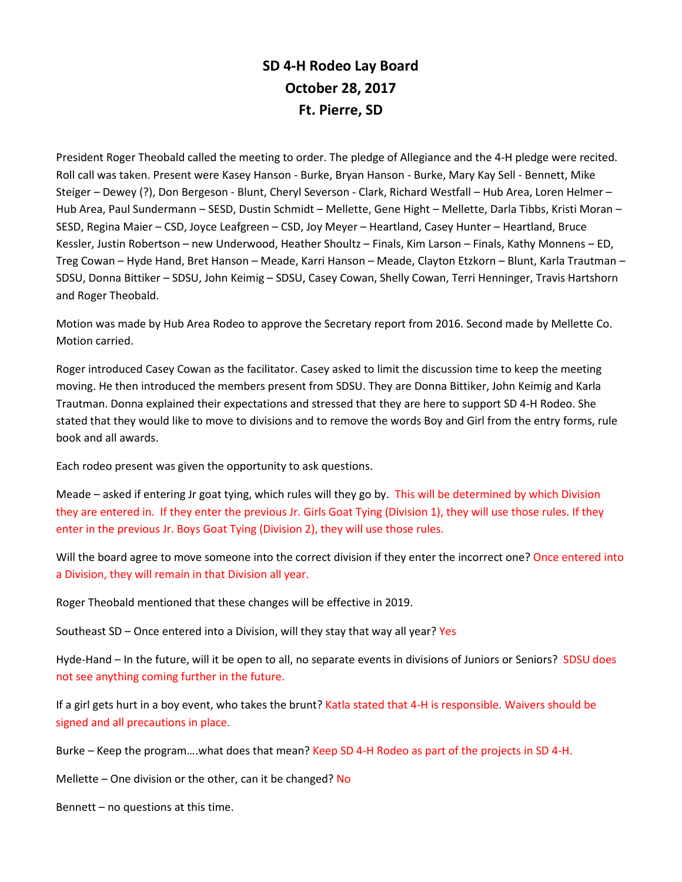# SD 4-H Rodeo Lay Board
# October 28, 2017
# Ft. Pierre, SD

President Roger Theobald called the meeting to order. The pledge of Allegiance and the 4-H pledge were recited. Roll call was taken. Present were Kasey Hanson - Burke, Bryan Hanson - Burke, Mary Kay Sell - Bennett, Mike Steiger – Dewey (?), Don Bergeson - Blunt, Cheryl Severson - Clark, Richard Westfall – Hub Area, Loren Helmer – Hub Area, Paul Sundermann – SESD, Dustin Schmidt – Mellette, Gene Hight – Mellette, Darla Tibbs, Kristi Moran – SESD, Regina Maier – CSD, Joyce Leafgreen – CSD, Joy Meyer – Heartland, Casey Hunter – Heartland, Bruce Kessler, Justin Robertson – new Underwood, Heather Shoultz – Finals, Kim Larson – Finals, Kathy Monnens – ED, Treg Cowan – Hyde Hand, Bret Hanson – Meade, Karri Hanson – Meade, Clayton Etzkorn – Blunt, Karla Trautman – SDSU, Donna Bittiker – SDSU, John Keimig – SDSU, Casey Cowan, Shelly Cowan, Terri Henninger, Travis Hartshorn and Roger Theobald.

Motion was made by Hub Area Rodeo to approve the Secretary report from 2016. Second made by Mellette Co. Motion carried.

Roger introduced Casey Cowan as the facilitator. Casey asked to limit the discussion time to keep the meeting moving. He then introduced the members present from SDSU. They are Donna Bittiker, John Keimig and Karla Trautman. Donna explained their expectations and stressed that they are here to support SD 4-H Rodeo. She stated that they would like to move to divisions and to remove the words Boy and Girl from the entry forms, rule book and all awards.

Each rodeo present was given the opportunity to ask questions.

Meade – asked if entering Jr goat tying, which rules will they go by. This will be determined by which Division they are entered in. If they enter the previous Jr. Girls Goat Tying (Division 1), they will use those rules. If they enter in the previous Jr. Boys Goat Tying (Division 2), they will use those rules.

Will the board agree to move someone into the correct division if they enter the incorrect one? Once entered into a Division, they will remain in that Division all year.

Roger Theobald mentioned that these changes will be effective in 2019.

Southeast SD – Once entered into a Division, will they stay that way all year? Yes

Hyde-Hand – In the future, will it be open to all, no separate events in divisions of Juniors or Seniors? SDSU does not see anything coming further in the future.

If a girl gets hurt in a boy event, who takes the brunt? Katla stated that 4-H is responsible. Waivers should be signed and all precautions in place.

Burke – Keep the program….what does that mean? Keep SD 4-H Rodeo as part of the projects in SD 4-H.

Mellette – One division or the other, can it be changed? No

Bennett – no questions at this time.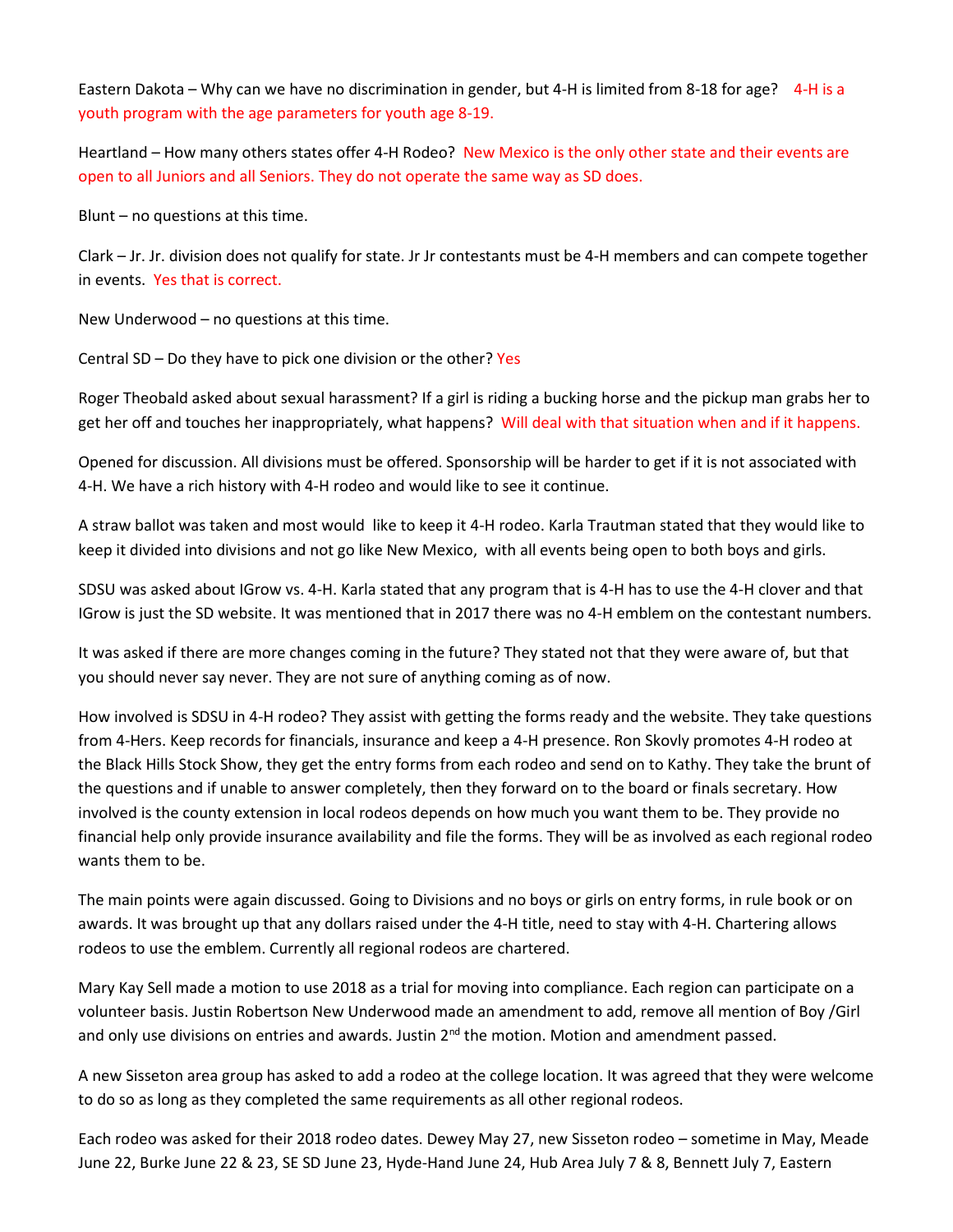Eastern Dakota – Why can we have no discrimination in gender, but 4-H is limited from 8-18 for age? 4-H is a youth program with the age parameters for youth age 8-19.

Heartland – How many others states offer 4-H Rodeo? New Mexico is the only other state and their events are open to all Juniors and all Seniors. They do not operate the same way as SD does.

Blunt – no questions at this time.

Clark – Jr. Jr. division does not qualify for state. Jr Jr contestants must be 4-H members and can compete together in events. Yes that is correct.

New Underwood – no questions at this time.

Central SD – Do they have to pick one division or the other? Yes

Roger Theobald asked about sexual harassment? If a girl is riding a bucking horse and the pickup man grabs her to get her off and touches her inappropriately, what happens? Will deal with that situation when and if it happens.

Opened for discussion. All divisions must be offered. Sponsorship will be harder to get if it is not associated with 4-H. We have a rich history with 4-H rodeo and would like to see it continue.

A straw ballot was taken and most would like to keep it 4-H rodeo. Karla Trautman stated that they would like to keep it divided into divisions and not go like New Mexico, with all events being open to both boys and girls.

SDSU was asked about IGrow vs. 4-H. Karla stated that any program that is 4-H has to use the 4-H clover and that IGrow is just the SD website. It was mentioned that in 2017 there was no 4-H emblem on the contestant numbers.

It was asked if there are more changes coming in the future? They stated not that they were aware of, but that you should never say never. They are not sure of anything coming as of now.

How involved is SDSU in 4-H rodeo? They assist with getting the forms ready and the website. They take questions from 4-Hers. Keep records for financials, insurance and keep a 4-H presence. Ron Skovly promotes 4-H rodeo at the Black Hills Stock Show, they get the entry forms from each rodeo and send on to Kathy. They take the brunt of the questions and if unable to answer completely, then they forward on to the board or finals secretary. How involved is the county extension in local rodeos depends on how much you want them to be. They provide no financial help only provide insurance availability and file the forms. They will be as involved as each regional rodeo wants them to be.

The main points were again discussed. Going to Divisions and no boys or girls on entry forms, in rule book or on awards. It was brought up that any dollars raised under the 4-H title, need to stay with 4-H. Chartering allows rodeos to use the emblem. Currently all regional rodeos are chartered.

Mary Kay Sell made a motion to use 2018 as a trial for moving into compliance. Each region can participate on a volunteer basis. Justin Robertson New Underwood made an amendment to add, remove all mention of Boy /Girl and only use divisions on entries and awards. Justin 2nd the motion. Motion and amendment passed.

A new Sisseton area group has asked to add a rodeo at the college location. It was agreed that they were welcome to do so as long as they completed the same requirements as all other regional rodeos.

Each rodeo was asked for their 2018 rodeo dates. Dewey May 27, new Sisseton rodeo – sometime in May, Meade June 22, Burke June 22 & 23, SE SD June 23, Hyde-Hand June 24, Hub Area July 7 & 8, Bennett July 7, Eastern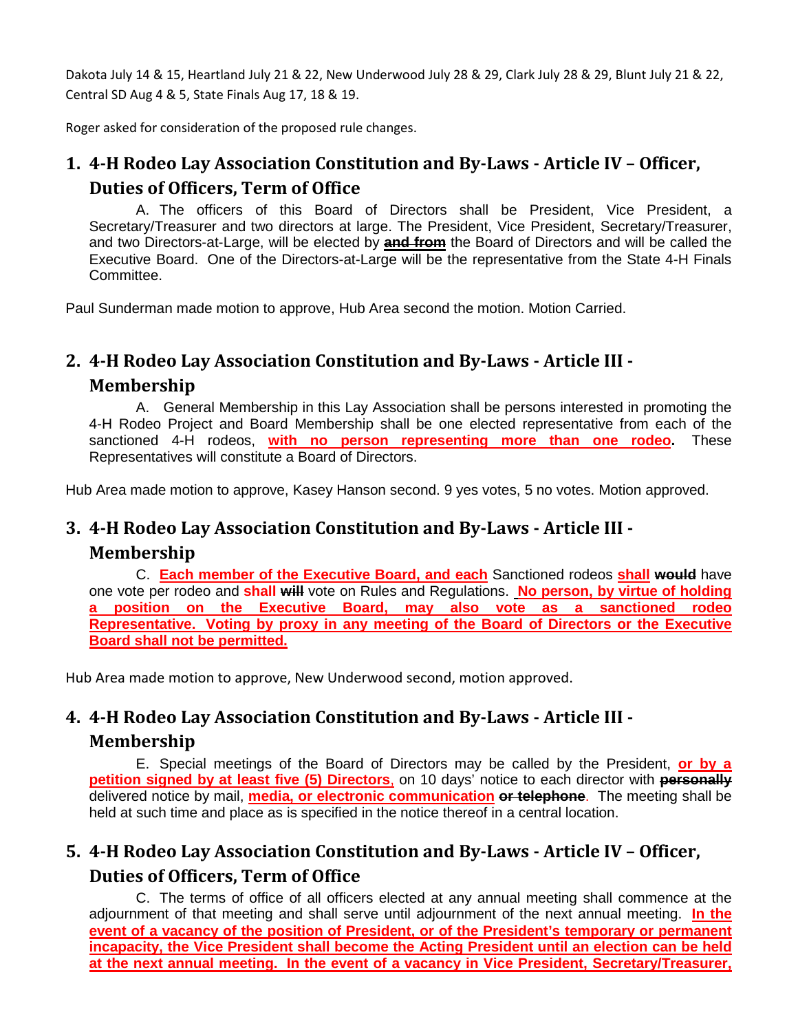Dakota July 14 & 15, Heartland July 21 & 22, New Underwood July 28 & 29, Clark July 28 & 29, Blunt July 21 & 22, Central SD Aug 4 & 5, State Finals Aug 17, 18 & 19.

Roger asked for consideration of the proposed rule changes.

## 1. 4-H Rodeo Lay Association Constitution and By-Laws - Article IV – Officer, Duties of Officers, Term of Office

A. The officers of this Board of Directors shall be President, Vice President, a Secretary/Treasurer and two directors at large. The President, Vice President, Secretary/Treasurer, and two Directors-at-Large, will be elected by ~~**and from**~~ the Board of Directors and will be called the Executive Board. One of the Directors-at-Large will be the representative from the State 4-H Finals Committee.

Paul Sunderman made motion to approve, Hub Area second the motion. Motion Carried.

## 2. 4-H Rodeo Lay Association Constitution and By-Laws - Article III - Membership

A. General Membership in this Lay Association shall be persons interested in promoting the 4-H Rodeo Project and Board Membership shall be one elected representative from each of the sanctioned 4-H rodeos, **with no person representing more than one rodeo.** These Representatives will constitute a Board of Directors.

Hub Area made motion to approve, Kasey Hanson second. 9 yes votes, 5 no votes. Motion approved.

## 3. 4-H Rodeo Lay Association Constitution and By-Laws - Article III - Membership

C. **Each member of the Executive Board, and each** Sanctioned rodeos **shall** ~~**would**~~ have one vote per rodeo and **shall** ~~**will**~~ vote on Rules and Regulations. **No person, by virtue of holding a position on the Executive Board, may also vote as a sanctioned rodeo Representative. Voting by proxy in any meeting of the Board of Directors or the Executive Board shall not be permitted.**

Hub Area made motion to approve, New Underwood second, motion approved.

## 4. 4-H Rodeo Lay Association Constitution and By-Laws - Article III - Membership

E. Special meetings of the Board of Directors may be called by the President, **or by a petition signed by at least five (5) Directors**, on 10 days' notice to each director with ~~**personally**~~ delivered notice by mail, **media, or electronic communication** ~~**or telephone**~~. The meeting shall be held at such time and place as is specified in the notice thereof in a central location.

## 5. 4-H Rodeo Lay Association Constitution and By-Laws - Article IV – Officer, Duties of Officers, Term of Office

C. The terms of office of all officers elected at any annual meeting shall commence at the adjournment of that meeting and shall serve until adjournment of the next annual meeting. **In the event of a vacancy of the position of President, or of the President's temporary or permanent incapacity, the Vice President shall become the Acting President until an election can be held at the next annual meeting. In the event of a vacancy in Vice President, Secretary/Treasurer,**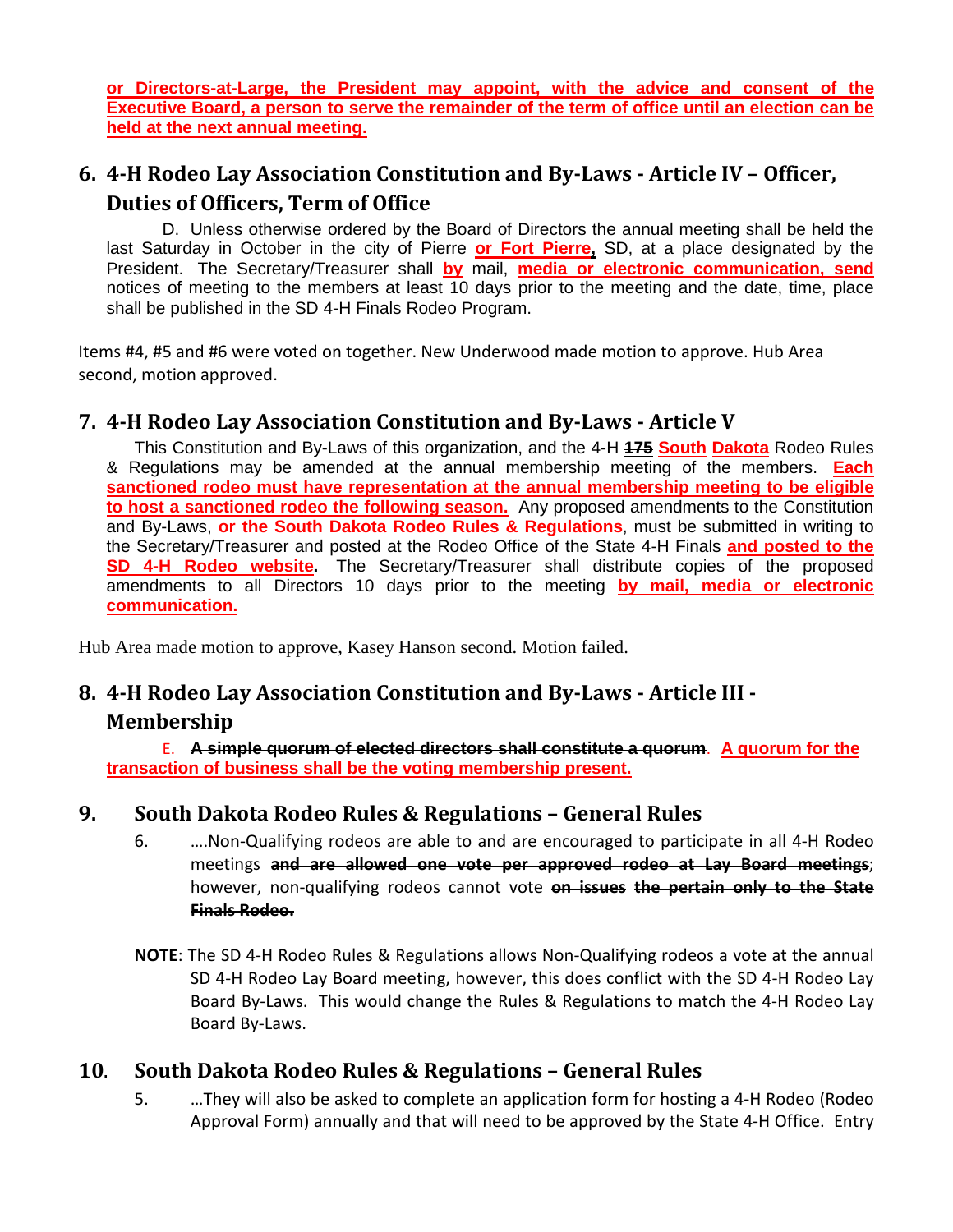**or Directors-at-Large, the President may appoint, with the advice and consent of the Executive Board, a person to serve the remainder of the term of office until an election can be held at the next annual meeting.**

## 6. 4-H Rodeo Lay Association Constitution and By-Laws - Article IV – Officer, Duties of Officers, Term of Office

D. Unless otherwise ordered by the Board of Directors the annual meeting shall be held the last Saturday in October in the city of Pierre **or Fort Pierre,** SD, at a place designated by the President. The Secretary/Treasurer shall **by** mail, **media or electronic communication, send** notices of meeting to the members at least 10 days prior to the meeting and the date, time, place shall be published in the SD 4-H Finals Rodeo Program.

Items #4, #5 and #6 were voted on together. New Underwood made motion to approve. Hub Area second, motion approved.

## 7. 4-H Rodeo Lay Association Constitution and By-Laws - Article V

This Constitution and By-Laws of this organization, and the 4-H ~~**175**~~ **South Dakota** Rodeo Rules & Regulations may be amended at the annual membership meeting of the members. **Each sanctioned rodeo must have representation at the annual membership meeting to be eligible to host a sanctioned rodeo the following season.** Any proposed amendments to the Constitution and By-Laws, **or the South Dakota Rodeo Rules & Regulations**, must be submitted in writing to the Secretary/Treasurer and posted at the Rodeo Office of the State 4-H Finals **and posted to the SD 4-H Rodeo website.** The Secretary/Treasurer shall distribute copies of the proposed amendments to all Directors 10 days prior to the meeting **by mail, media or electronic communication.**

Hub Area made motion to approve, Kasey Hanson second. Motion failed.

## 8. 4-H Rodeo Lay Association Constitution and By-Laws - Article III - Membership

E. ~~**A simple quorum of elected directors shall constitute a quorum**~~. **A quorum for the transaction of business shall be the voting membership present.**

## 9. South Dakota Rodeo Rules & Regulations – General Rules

6. ….Non-Qualifying rodeos are able to and are encouraged to participate in all 4-H Rodeo meetings ~~**and are allowed one vote per approved rodeo at Lay Board meetings**~~; however, non-qualifying rodeos cannot vote ~~**on issues the pertain only to the State Finals Rodeo.**~~

**NOTE**: The SD 4-H Rodeo Rules & Regulations allows Non-Qualifying rodeos a vote at the annual SD 4-H Rodeo Lay Board meeting, however, this does conflict with the SD 4-H Rodeo Lay Board By-Laws. This would change the Rules & Regulations to match the 4-H Rodeo Lay Board By-Laws.

## 10. South Dakota Rodeo Rules & Regulations – General Rules

5. …They will also be asked to complete an application form for hosting a 4-H Rodeo (Rodeo Approval Form) annually and that will need to be approved by the State 4-H Office. Entry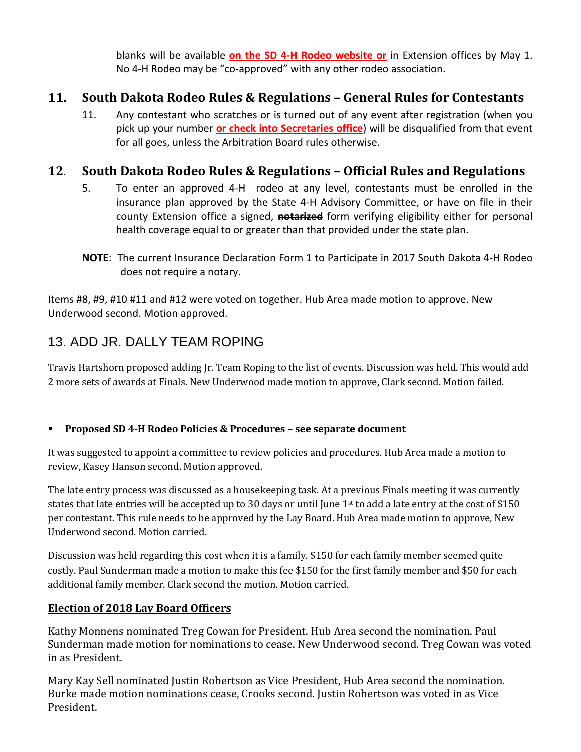blanks will be available **on the SD 4-H Rodeo website or** in Extension offices by May 1. No 4-H Rodeo may be "co-approved" with any other rodeo association.

## 11. South Dakota Rodeo Rules & Regulations – General Rules for Contestants

11. Any contestant who scratches or is turned out of any event after registration (when you pick up your number **or check into Secretaries office**) will be disqualified from that event for all goes, unless the Arbitration Board rules otherwise.

## 12. South Dakota Rodeo Rules & Regulations – Official Rules and Regulations

5. To enter an approved 4-H rodeo at any level, contestants must be enrolled in the insurance plan approved by the State 4-H Advisory Committee, or have on file in their county Extension office a signed, ~~notarized~~ form verifying eligibility either for personal health coverage equal to or greater than that provided under the state plan.

**NOTE**: The current Insurance Declaration Form 1 to Participate in 2017 South Dakota 4-H Rodeo does not require a notary.

Items #8, #9, #10 #11 and #12 were voted on together. Hub Area made motion to approve. New Underwood second. Motion approved.

## 13. ADD JR. DALLY TEAM ROPING

Travis Hartshorn proposed adding Jr. Team Roping to the list of events. Discussion was held. This would add 2 more sets of awards at Finals. New Underwood made motion to approve, Clark second. Motion failed.

- **Proposed SD 4-H Rodeo Policies & Procedures – see separate document**

It was suggested to appoint a committee to review policies and procedures. Hub Area made a motion to review, Kasey Hanson second. Motion approved.

The late entry process was discussed as a housekeeping task. At a previous Finals meeting it was currently states that late entries will be accepted up to 30 days or until June 1st to add a late entry at the cost of $150 per contestant. This rule needs to be approved by the Lay Board. Hub Area made motion to approve, New Underwood second. Motion carried.

Discussion was held regarding this cost when it is a family. $150 for each family member seemed quite costly. Paul Sunderman made a motion to make this fee $150 for the first family member and $50 for each additional family member. Clark second the motion. Motion carried.

## Election of 2018 Lay Board Officers

Kathy Monnens nominated Treg Cowan for President. Hub Area second the nomination. Paul Sunderman made motion for nominations to cease. New Underwood second. Treg Cowan was voted in as President.

Mary Kay Sell nominated Justin Robertson as Vice President, Hub Area second the nomination. Burke made motion nominations cease, Crooks second. Justin Robertson was voted in as Vice President.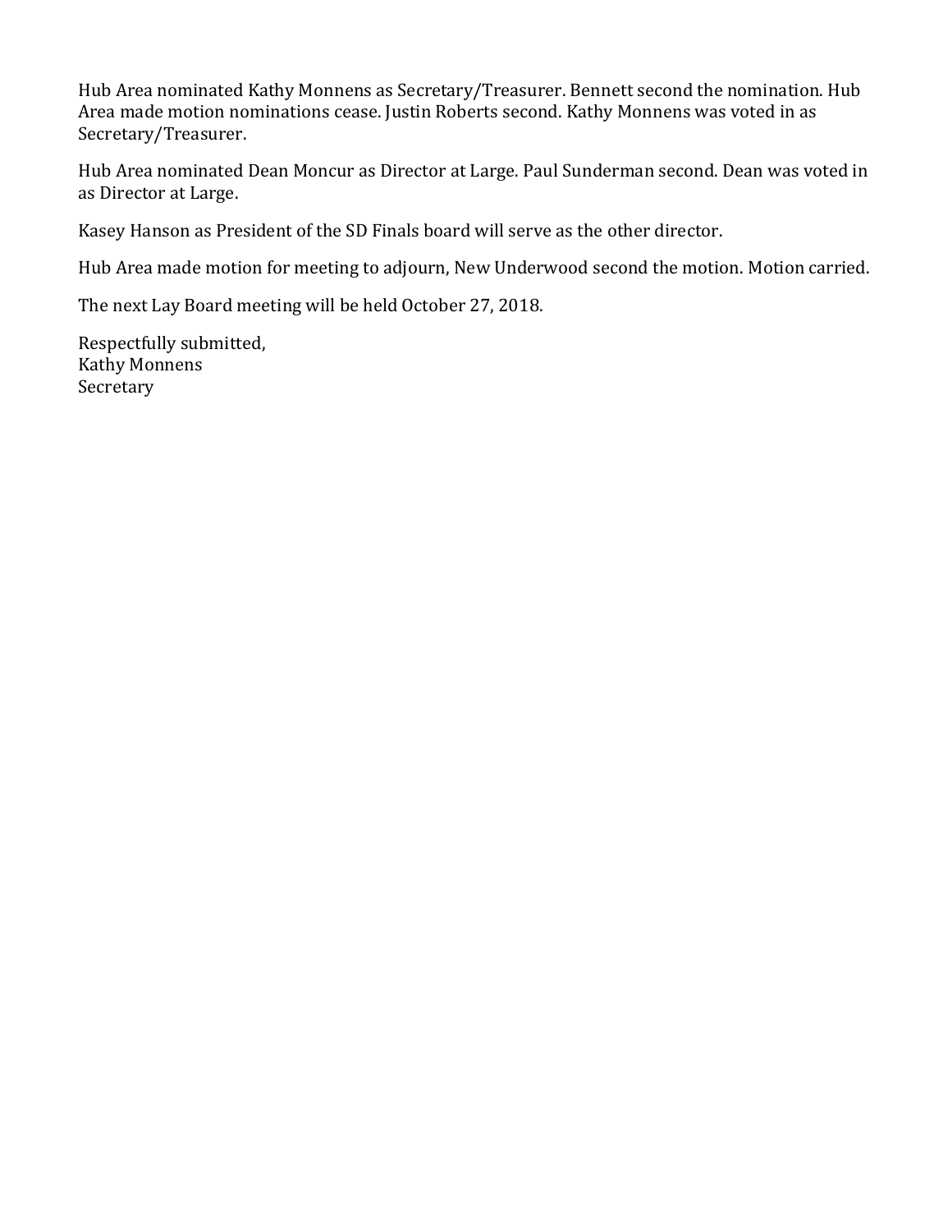Hub Area nominated Kathy Monnens as Secretary/Treasurer. Bennett second the nomination. Hub Area made motion nominations cease. Justin Roberts second. Kathy Monnens was voted in as Secretary/Treasurer.

Hub Area nominated Dean Moncur as Director at Large. Paul Sunderman second. Dean was voted in as Director at Large.

Kasey Hanson as President of the SD Finals board will serve as the other director.

Hub Area made motion for meeting to adjourn, New Underwood second the motion. Motion carried.

The next Lay Board meeting will be held October 27, 2018.

Respectfully submitted,  
Kathy Monnens  
Secretary